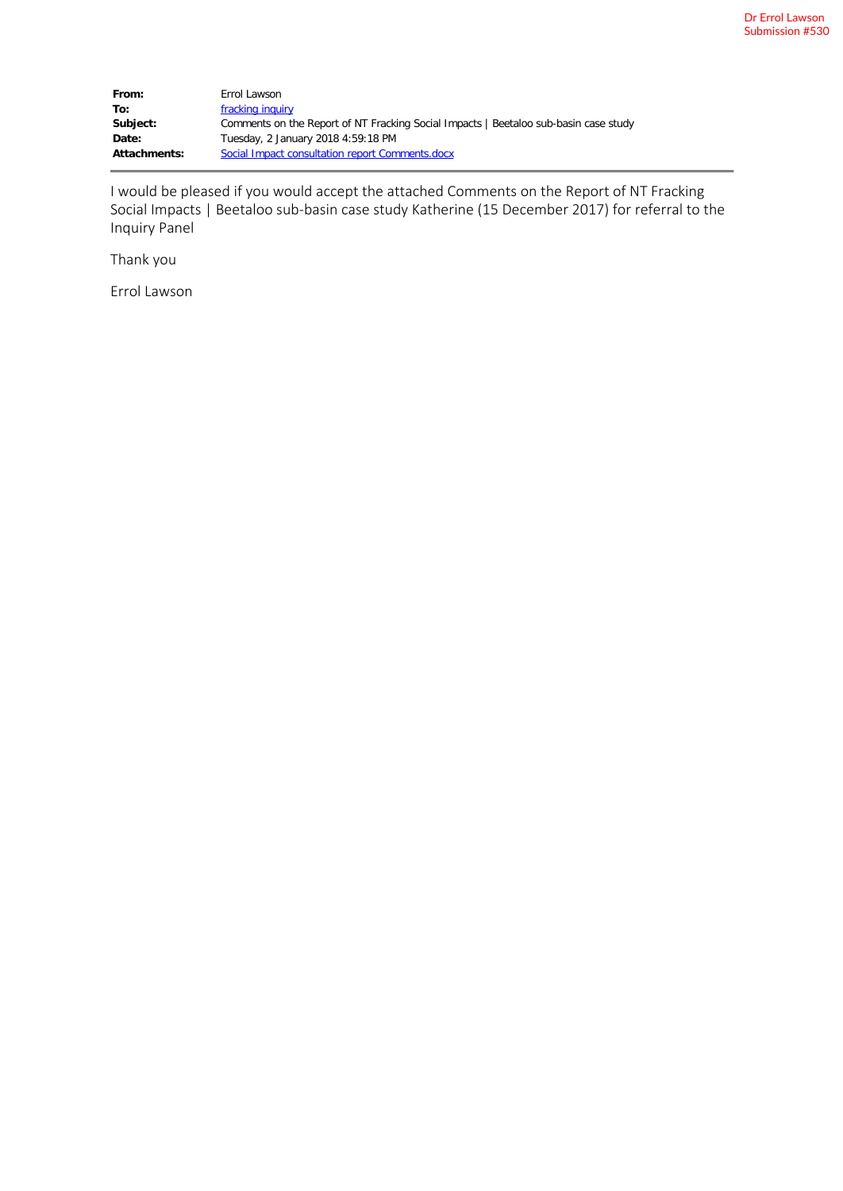Dr Errol Lawson
Submission #530

| | |
|---|---|
| **From:** | Errol Lawson |
| **To:** | fracking inquiry |
| **Subject:** | Comments on the Report of NT Fracking Social Impacts \| Beetaloo sub-basin case study |
| **Date:** | Tuesday, 2 January 2018 4:59:18 PM |
| **Attachments:** | Social Impact consultation report Comments.docx |

I would be pleased if you would accept the attached Comments on the Report of NT Fracking Social Impacts | Beetaloo sub-basin case study Katherine (15 December 2017) for referral to the Inquiry Panel

Thank you

Errol Lawson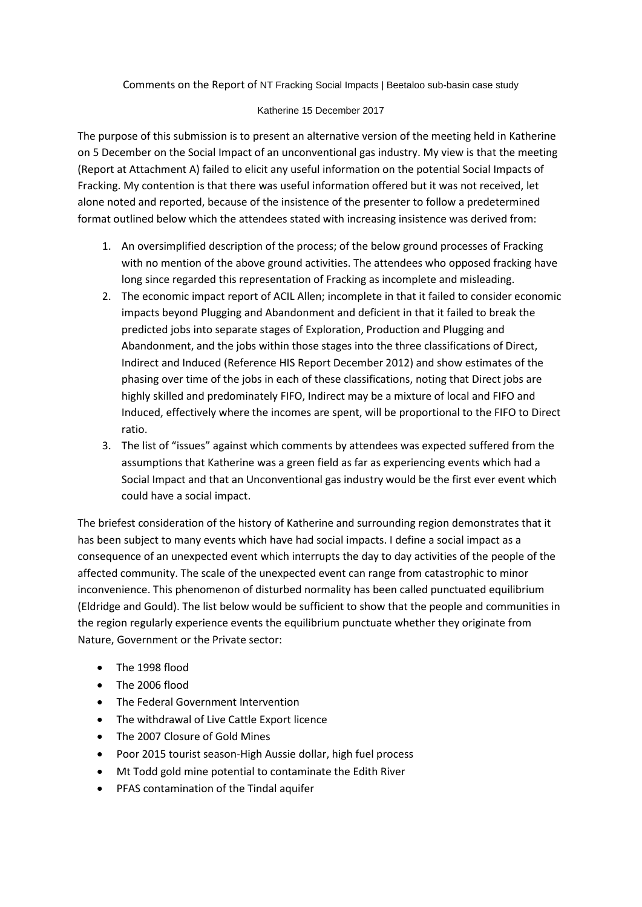Comments on the Report of NT Fracking Social Impacts | Beetaloo sub-basin case study

Katherine 15 December 2017

The purpose of this submission is to present an alternative version of the meeting held in Katherine on 5 December on the Social Impact of an unconventional gas industry. My view is that the meeting (Report at Attachment A) failed to elicit any useful information on the potential Social Impacts of Fracking. My contention is that there was useful information offered but it was not received, let alone noted and reported, because of the insistence of the presenter to follow a predetermined format outlined below which the attendees stated with increasing insistence was derived from:

1. An oversimplified description of the process; of the below ground processes of Fracking with no mention of the above ground activities. The attendees who opposed fracking have long since regarded this representation of Fracking as incomplete and misleading.
2. The economic impact report of ACIL Allen; incomplete in that it failed to consider economic impacts beyond Plugging and Abandonment and deficient in that it failed to break the predicted jobs into separate stages of Exploration, Production and Plugging and Abandonment, and the jobs within those stages into the three classifications of Direct, Indirect and Induced (Reference HIS Report December 2012) and show estimates of the phasing over time of the jobs in each of these classifications, noting that Direct jobs are highly skilled and predominately FIFO, Indirect may be a mixture of local and FIFO and Induced, effectively where the incomes are spent, will be proportional to the FIFO to Direct ratio.
3. The list of "issues" against which comments by attendees was expected suffered from the assumptions that Katherine was a green field as far as experiencing events which had a Social Impact and that an Unconventional gas industry would be the first ever event which could have a social impact.

The briefest consideration of the history of Katherine and surrounding region demonstrates that it has been subject to many events which have had social impacts. I define a social impact as a consequence of an unexpected event which interrupts the day to day activities of the people of the affected community. The scale of the unexpected event can range from catastrophic to minor inconvenience. This phenomenon of disturbed normality has been called punctuated equilibrium (Eldridge and Gould). The list below would be sufficient to show that the people and communities in the region regularly experience events the equilibrium punctuate whether they originate from Nature, Government or the Private sector:

- The 1998 flood
- The 2006 flood
- The Federal Government Intervention
- The withdrawal of Live Cattle Export licence
- The 2007 Closure of Gold Mines
- Poor 2015 tourist season-High Aussie dollar, high fuel process
- Mt Todd gold mine potential to contaminate the Edith River
- PFAS contamination of the Tindal aquifer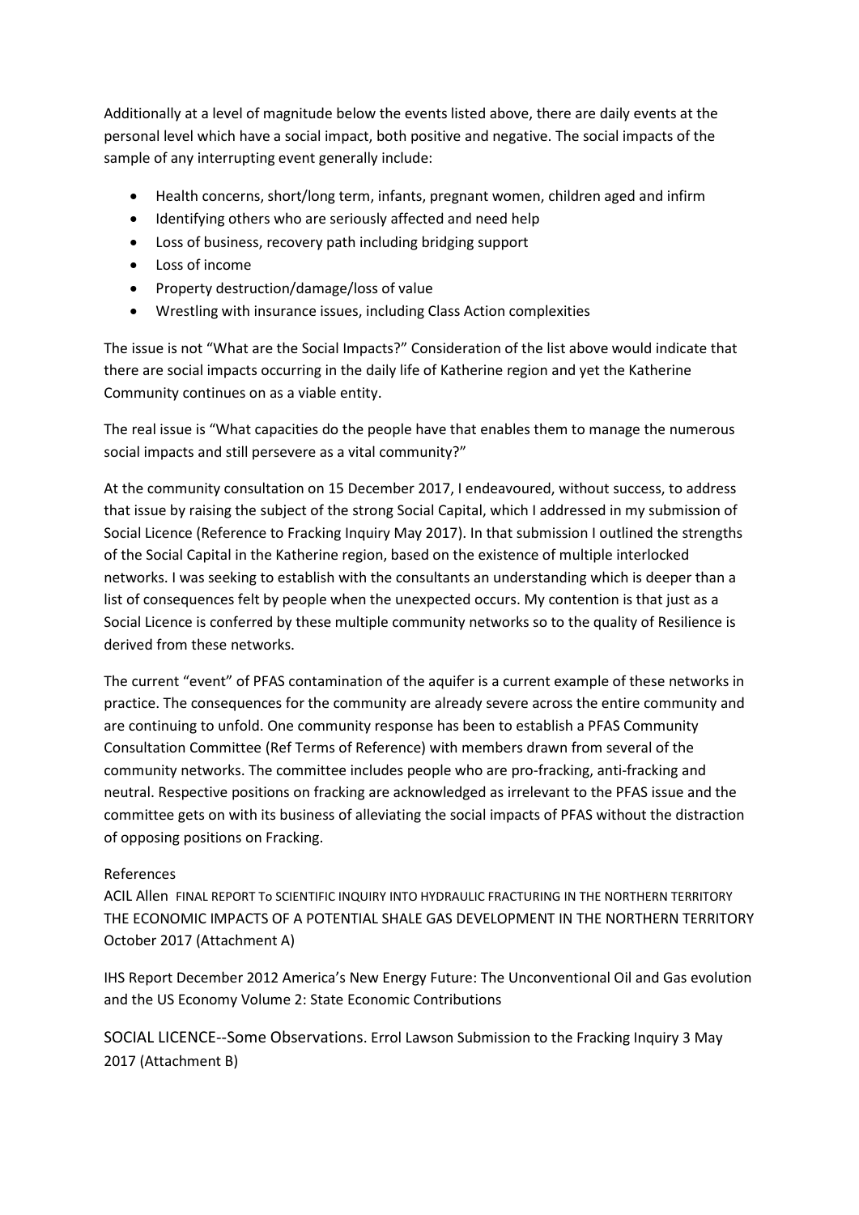Additionally at a level of magnitude below the events listed above, there are daily events at the personal level which have a social impact, both positive and negative. The social impacts of the sample of any interrupting event generally include:

- Health concerns, short/long term, infants, pregnant women, children aged and infirm
- Identifying others who are seriously affected and need help
- Loss of business, recovery path including bridging support
- Loss of income
- Property destruction/damage/loss of value
- Wrestling with insurance issues, including Class Action complexities

The issue is not "What are the Social Impacts?" Consideration of the list above would indicate that there are social impacts occurring in the daily life of Katherine region and yet the Katherine Community continues on as a viable entity.

The real issue is "What capacities do the people have that enables them to manage the numerous social impacts and still persevere as a vital community?"

At the community consultation on 15 December 2017, I endeavoured, without success, to address that issue by raising the subject of the strong Social Capital, which I addressed in my submission of Social Licence (Reference to Fracking Inquiry May 2017). In that submission I outlined the strengths of the Social Capital in the Katherine region, based on the existence of multiple interlocked networks. I was seeking to establish with the consultants an understanding which is deeper than a list of consequences felt by people when the unexpected occurs. My contention is that just as a Social Licence is conferred by these multiple community networks so to the quality of Resilience is derived from these networks.

The current "event" of PFAS contamination of the aquifer is a current example of these networks in practice. The consequences for the community are already severe across the entire community and are continuing to unfold. One community response has been to establish a PFAS Community Consultation Committee (Ref Terms of Reference) with members drawn from several of the community networks. The committee includes people who are pro-fracking, anti-fracking and neutral. Respective positions on fracking are acknowledged as irrelevant to the PFAS issue and the committee gets on with its business of alleviating the social impacts of PFAS without the distraction of opposing positions on Fracking.

References

ACIL Allen FINAL REPORT To SCIENTIFIC INQUIRY INTO HYDRAULIC FRACTURING IN THE NORTHERN TERRITORY THE ECONOMIC IMPACTS OF A POTENTIAL SHALE GAS DEVELOPMENT IN THE NORTHERN TERRITORY October 2017 (Attachment A)

IHS Report December 2012 America's New Energy Future: The Unconventional Oil and Gas evolution and the US Economy Volume 2: State Economic Contributions

SOCIAL LICENCE--Some Observations. Errol Lawson Submission to the Fracking Inquiry 3 May 2017 (Attachment B)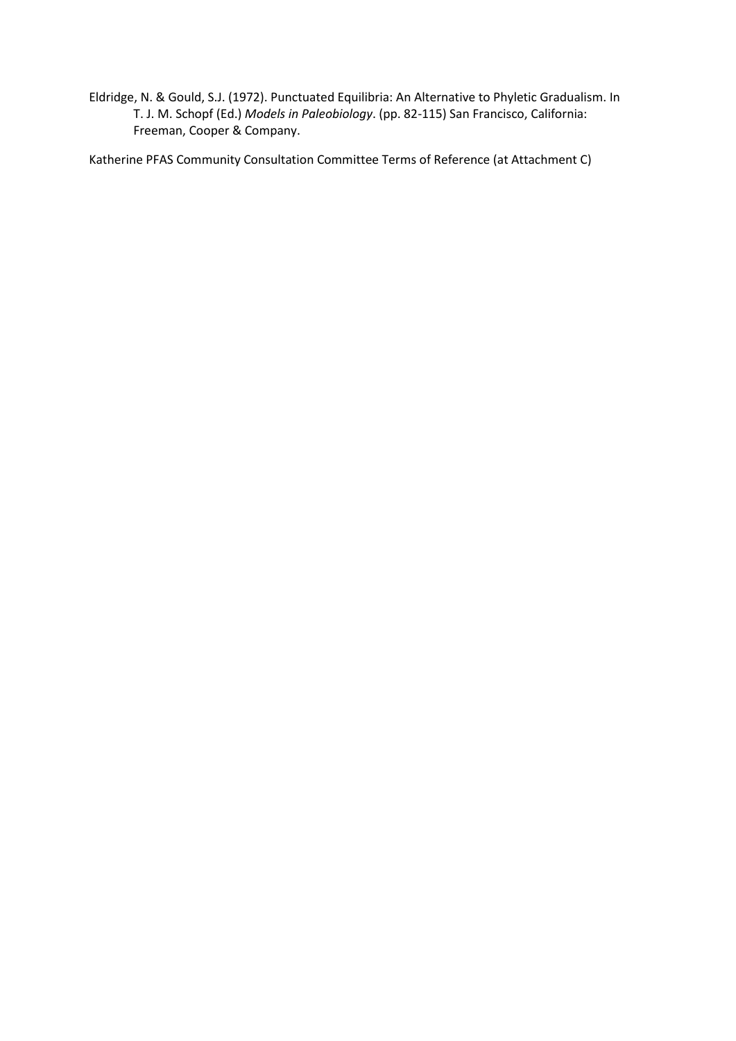Eldridge, N. & Gould, S.J. (1972). Punctuated Equilibria: An Alternative to Phyletic Gradualism. In T. J. M. Schopf (Ed.) *Models in Paleobiology*. (pp. 82-115) San Francisco, California: Freeman, Cooper & Company.

Katherine PFAS Community Consultation Committee Terms of Reference (at Attachment C)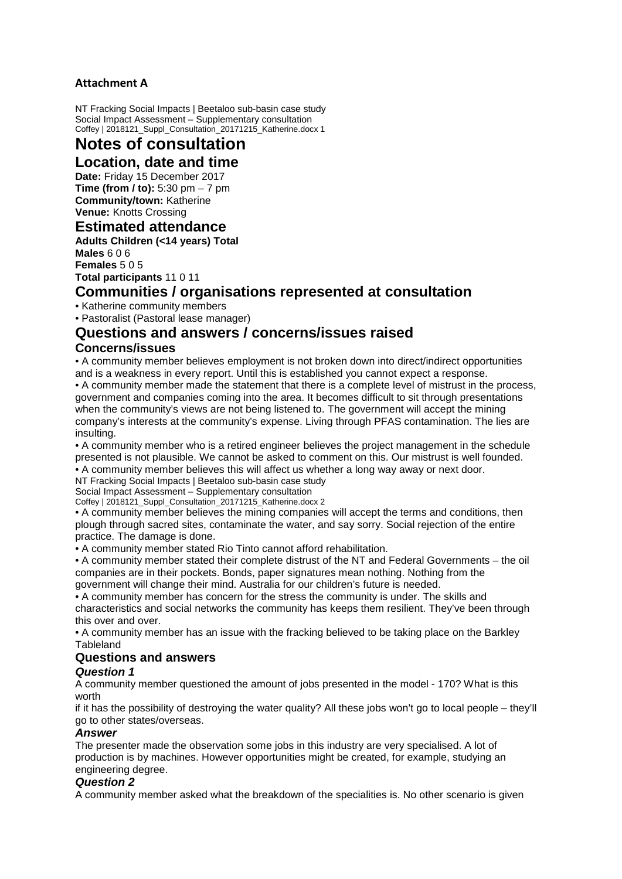**Attachment A**

# Notes of consultation

## Location, date and time

**Date:** Friday 15 December 2017
**Time (from / to):** 5:30 pm – 7 pm
**Community/town:** Katherine
**Venue:** Knotts Crossing

## Estimated attendance

| | Adults | Children (<14 years) | Total |
|---|---|---|---|
| **Males** | 6 | 0 | 6 |
| **Females** | 5 | 0 | 5 |
| **Total participants** | 11 | 0 | 11 |

## Communities / organisations represented at consultation

- Katherine community members
- Pastoralist (Pastoral lease manager)

## Questions and answers / concerns/issues raised

### Concerns/issues

- A community member believes employment is not broken down into direct/indirect opportunities and is a weakness in every report. Until this is established you cannot expect a response.
- A community member made the statement that there is a complete level of mistrust in the process, government and companies coming into the area. It becomes difficult to sit through presentations when the community's views are not being listened to. The government will accept the mining company's interests at the community's expense. Living through PFAS contamination. The lies are insulting.
- A community member who is a retired engineer believes the project management in the schedule presented is not plausible. We cannot be asked to comment on this. Our mistrust is well founded.
- A community member believes this will affect us whether a long way away or next door.
- A community member believes the mining companies will accept the terms and conditions, then plough through sacred sites, contaminate the water, and say sorry. Social rejection of the entire practice. The damage is done.
- A community member stated Rio Tinto cannot afford rehabilitation.
- A community member stated their complete distrust of the NT and Federal Governments – the oil companies are in their pockets. Bonds, paper signatures mean nothing. Nothing from the government will change their mind. Australia for our children's future is needed.
- A community member has concern for the stress the community is under. The skills and characteristics and social networks the community has keeps them resilient. They've been through this over and over.
- A community member has an issue with the fracking believed to be taking place on the Barkley Tableland

### Questions and answers

#### *Question 1*

A community member questioned the amount of jobs presented in the model - 170? What is this worth if it has the possibility of destroying the water quality? All these jobs won't go to local people – they'll go to other states/overseas.

#### *Answer*

The presenter made the observation some jobs in this industry are very specialised. A lot of production is by machines. However opportunities might be created, for example, studying an engineering degree.

#### *Question 2*

A community member asked what the breakdown of the specialities is. No other scenario is given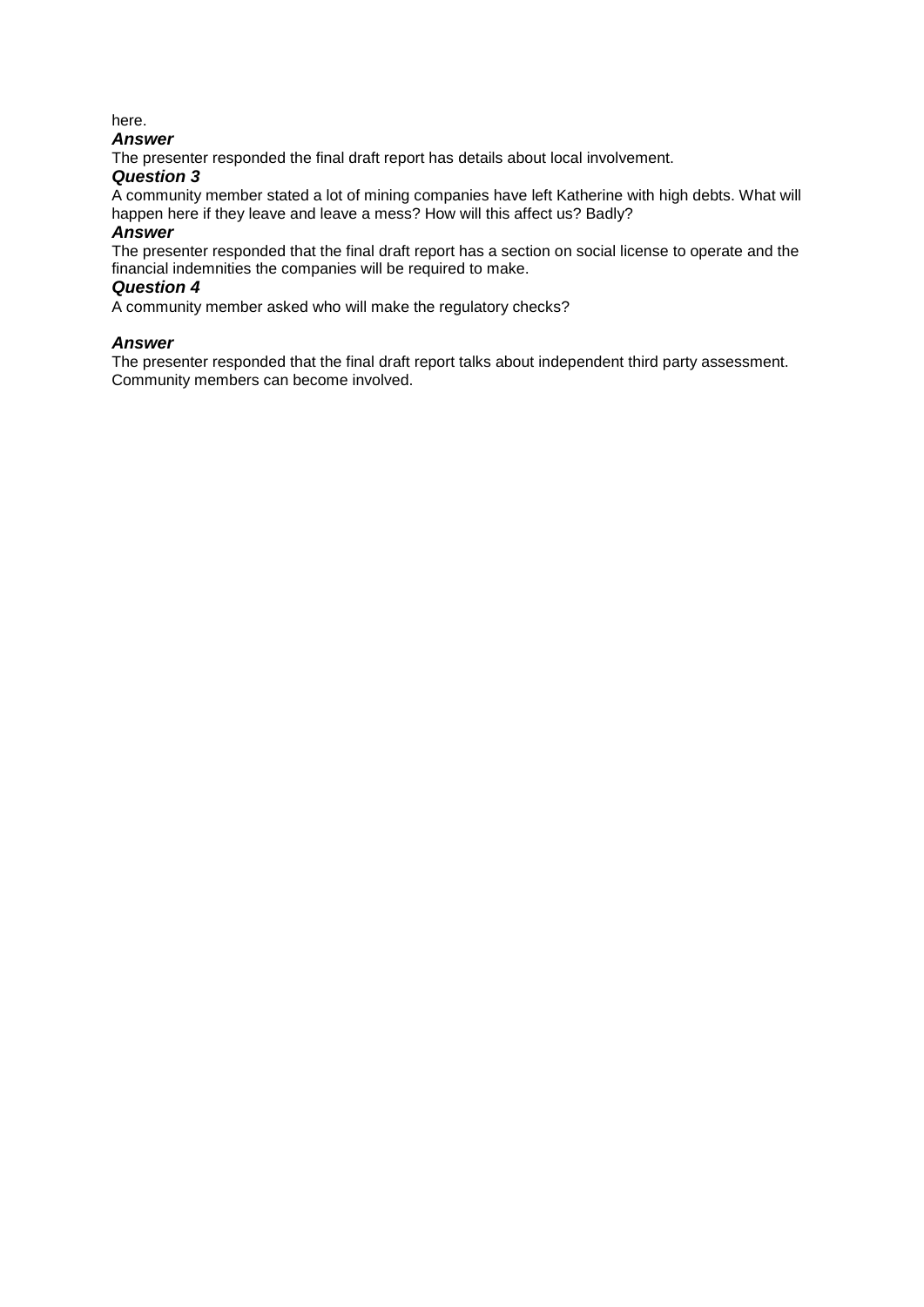here.

***Answer***

The presenter responded the final draft report has details about local involvement.

***Question 3***

A community member stated a lot of mining companies have left Katherine with high debts. What will happen here if they leave and leave a mess? How will this affect us? Badly?

***Answer***

The presenter responded that the final draft report has a section on social license to operate and the financial indemnities the companies will be required to make.

***Question 4***

A community member asked who will make the regulatory checks?

***Answer***

The presenter responded that the final draft report talks about independent third party assessment. Community members can become involved.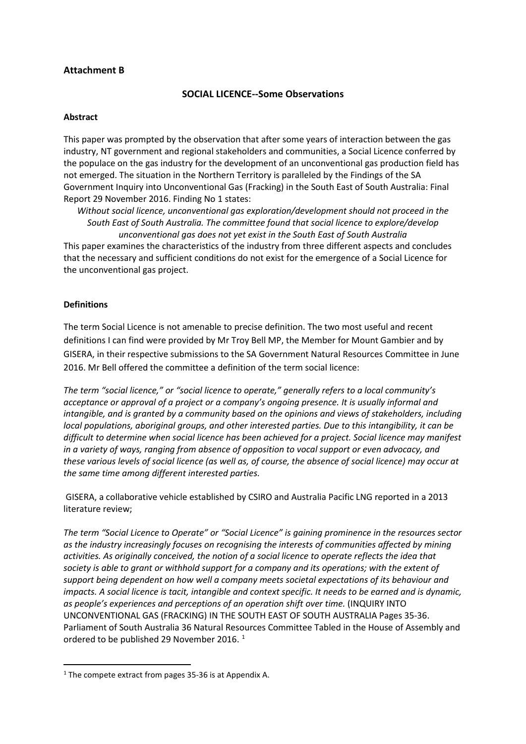**Attachment B**

**SOCIAL LICENCE--Some Observations**

**Abstract**

This paper was prompted by the observation that after some years of interaction between the gas industry, NT government and regional stakeholders and communities, a Social Licence conferred by the populace on the gas industry for the development of an unconventional gas production field has not emerged. The situation in the Northern Territory is paralleled by the Findings of the SA Government Inquiry into Unconventional Gas (Fracking) in the South East of South Australia: Final Report 29 November 2016. Finding No 1 states:

*Without social licence, unconventional gas exploration/development should not proceed in the South East of South Australia. The committee found that social licence to explore/develop unconventional gas does not yet exist in the South East of South Australia*

This paper examines the characteristics of the industry from three different aspects and concludes that the necessary and sufficient conditions do not exist for the emergence of a Social Licence for the unconventional gas project.

**Definitions**

The term Social Licence is not amenable to precise definition. The two most useful and recent definitions I can find were provided by Mr Troy Bell MP, the Member for Mount Gambier and by GISERA, in their respective submissions to the SA Government Natural Resources Committee in June 2016. Mr Bell offered the committee a definition of the term social licence:

*The term "social licence," or "social licence to operate," generally refers to a local community's acceptance or approval of a project or a company's ongoing presence. It is usually informal and intangible, and is granted by a community based on the opinions and views of stakeholders, including local populations, aboriginal groups, and other interested parties. Due to this intangibility, it can be difficult to determine when social licence has been achieved for a project. Social licence may manifest in a variety of ways, ranging from absence of opposition to vocal support or even advocacy, and these various levels of social licence (as well as, of course, the absence of social licence) may occur at the same time among different interested parties.*

GISERA, a collaborative vehicle established by CSIRO and Australia Pacific LNG reported in a 2013 literature review;

*The term "Social Licence to Operate" or "Social Licence" is gaining prominence in the resources sector as the industry increasingly focuses on recognising the interests of communities affected by mining activities. As originally conceived, the notion of a social licence to operate reflects the idea that society is able to grant or withhold support for a company and its operations; with the extent of support being dependent on how well a company meets societal expectations of its behaviour and impacts. A social licence is tacit, intangible and context specific. It needs to be earned and is dynamic, as people's experiences and perceptions of an operation shift over time.* (INQUIRY INTO UNCONVENTIONAL GAS (FRACKING) IN THE SOUTH EAST OF SOUTH AUSTRALIA Pages 35-36. Parliament of South Australia 36 Natural Resources Committee Tabled in the House of Assembly and ordered to be published 29 November 2016. [1]

---

[1] The compete extract from pages 35-36 is at Appendix A.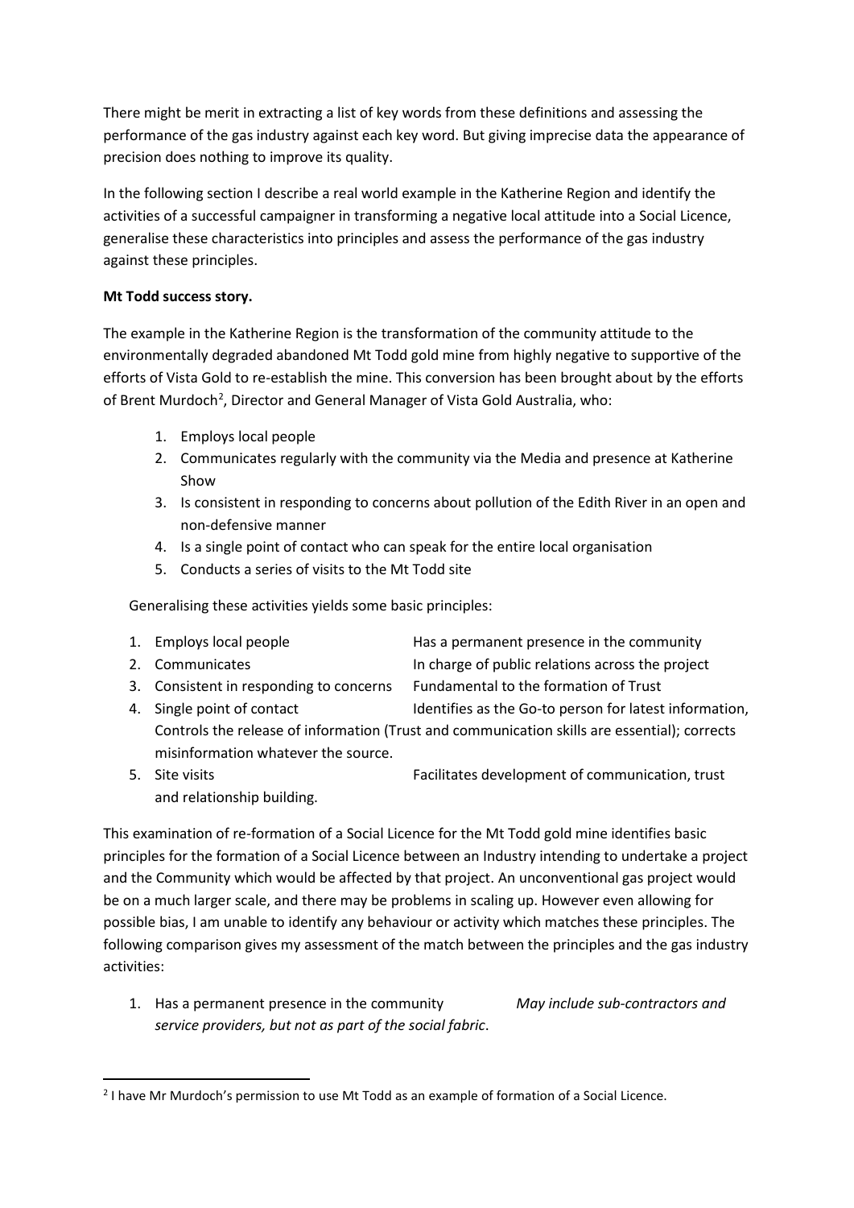There might be merit in extracting a list of key words from these definitions and assessing the performance of the gas industry against each key word. But giving imprecise data the appearance of precision does nothing to improve its quality.

In the following section I describe a real world example in the Katherine Region and identify the activities of a successful campaigner in transforming a negative local attitude into a Social Licence, generalise these characteristics into principles and assess the performance of the gas industry against these principles.

**Mt Todd success story.**

The example in the Katherine Region is the transformation of the community attitude to the environmentally degraded abandoned Mt Todd gold mine from highly negative to supportive of the efforts of Vista Gold to re-establish the mine. This conversion has been brought about by the efforts of Brent Murdoch[2], Director and General Manager of Vista Gold Australia, who:

1. Employs local people
2. Communicates regularly with the community via the Media and presence at Katherine Show
3. Is consistent in responding to concerns about pollution of the Edith River in an open and non-defensive manner
4. Is a single point of contact who can speak for the entire local organisation
5. Conducts a series of visits to the Mt Todd site

Generalising these activities yields some basic principles:

1. Employs local people — Has a permanent presence in the community
2. Communicates — In charge of public relations across the project
3. Consistent in responding to concerns — Fundamental to the formation of Trust
4. Single point of contact — Identifies as the Go-to person for latest information, Controls the release of information (Trust and communication skills are essential); corrects misinformation whatever the source.
5. Site visits — Facilitates development of communication, trust and relationship building.

This examination of re-formation of a Social Licence for the Mt Todd gold mine identifies basic principles for the formation of a Social Licence between an Industry intending to undertake a project and the Community which would be affected by that project. An unconventional gas project would be on a much larger scale, and there may be problems in scaling up. However even allowing for possible bias, I am unable to identify any behaviour or activity which matches these principles. The following comparison gives my assessment of the match between the principles and the gas industry activities:

1. Has a permanent presence in the community — *May include sub-contractors and service providers, but not as part of the social fabric*.

[2] I have Mr Murdoch's permission to use Mt Todd as an example of formation of a Social Licence.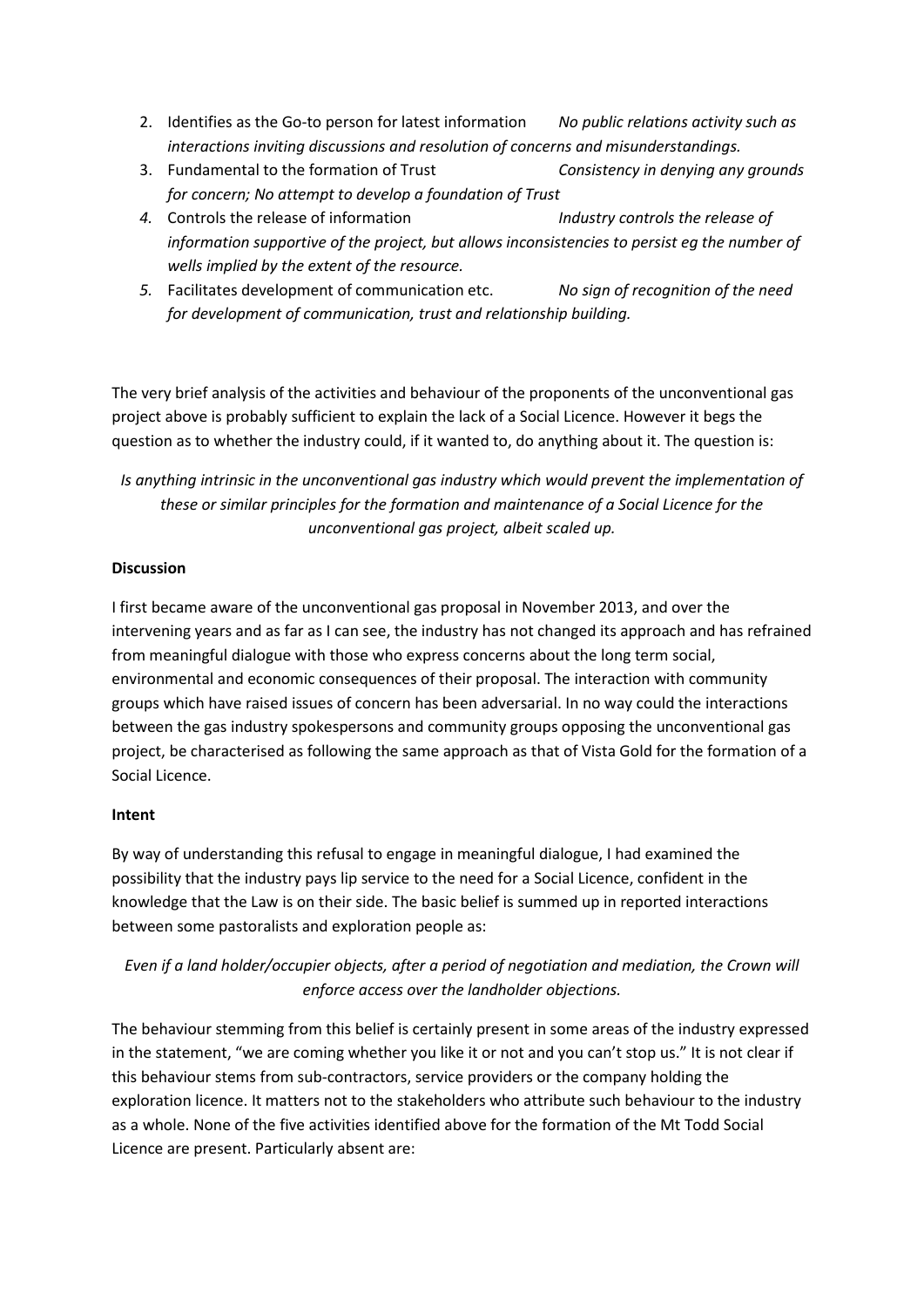2. Identifies as the Go-to person for latest information *No public relations activity such as interactions inviting discussions and resolution of concerns and misunderstandings.*
3. Fundamental to the formation of Trust *Consistency in denying any grounds for concern; No attempt to develop a foundation of Trust*
4. Controls the release of information *Industry controls the release of information supportive of the project, but allows inconsistencies to persist eg the number of wells implied by the extent of the resource.*
5. Facilitates development of communication etc. *No sign of recognition of the need for development of communication, trust and relationship building.*

The very brief analysis of the activities and behaviour of the proponents of the unconventional gas project above is probably sufficient to explain the lack of a Social Licence. However it begs the question as to whether the industry could, if it wanted to, do anything about it. The question is:

*Is anything intrinsic in the unconventional gas industry which would prevent the implementation of these or similar principles for the formation and maintenance of a Social Licence for the unconventional gas project, albeit scaled up.*

**Discussion**

I first became aware of the unconventional gas proposal in November 2013, and over the intervening years and as far as I can see, the industry has not changed its approach and has refrained from meaningful dialogue with those who express concerns about the long term social, environmental and economic consequences of their proposal. The interaction with community groups which have raised issues of concern has been adversarial. In no way could the interactions between the gas industry spokespersons and community groups opposing the unconventional gas project, be characterised as following the same approach as that of Vista Gold for the formation of a Social Licence.

**Intent**

By way of understanding this refusal to engage in meaningful dialogue, I had examined the possibility that the industry pays lip service to the need for a Social Licence, confident in the knowledge that the Law is on their side. The basic belief is summed up in reported interactions between some pastoralists and exploration people as:

*Even if a land holder/occupier objects, after a period of negotiation and mediation, the Crown will enforce access over the landholder objections.*

The behaviour stemming from this belief is certainly present in some areas of the industry expressed in the statement, "we are coming whether you like it or not and you can't stop us." It is not clear if this behaviour stems from sub-contractors, service providers or the company holding the exploration licence. It matters not to the stakeholders who attribute such behaviour to the industry as a whole. None of the five activities identified above for the formation of the Mt Todd Social Licence are present. Particularly absent are: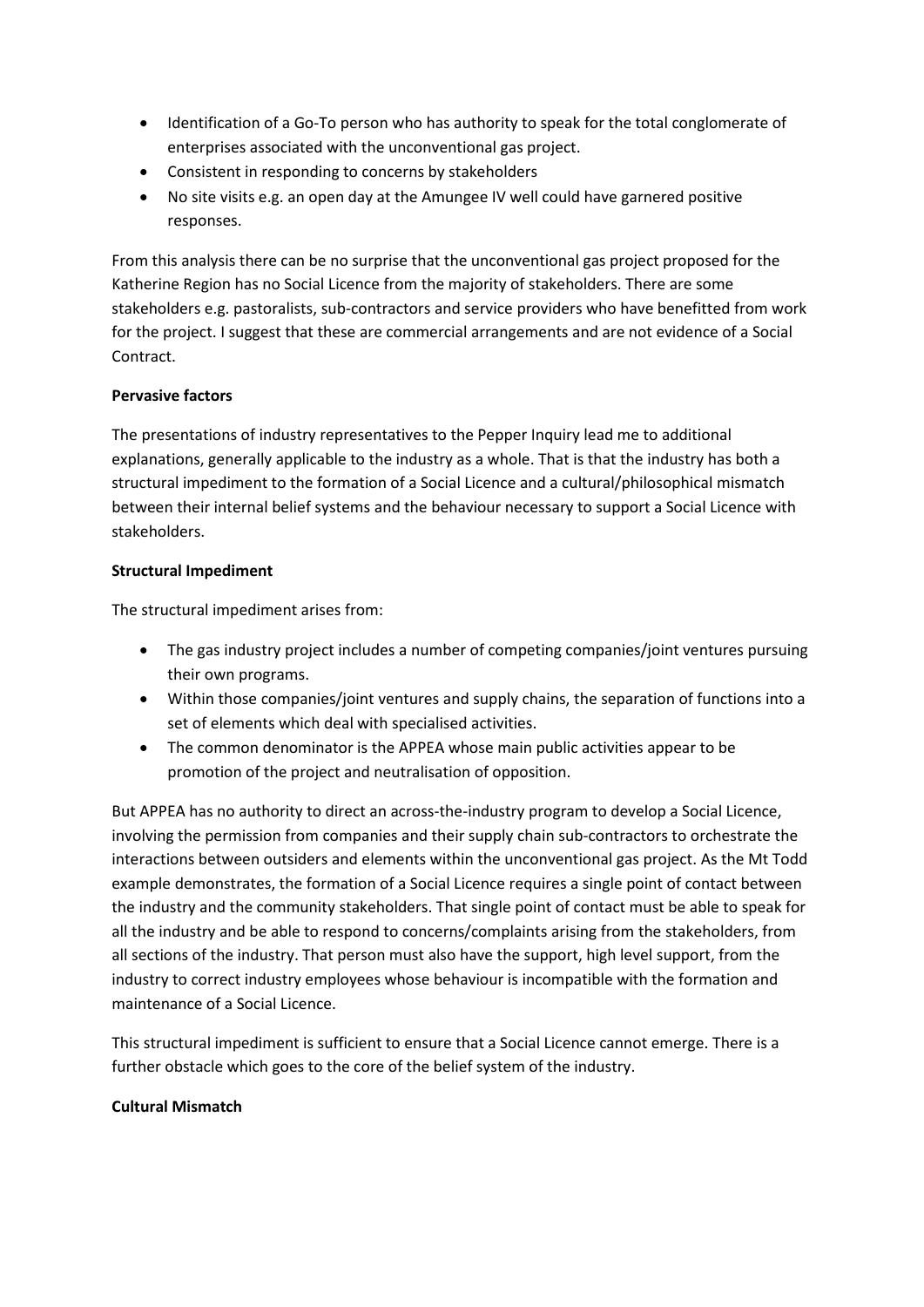- Identification of a Go-To person who has authority to speak for the total conglomerate of enterprises associated with the unconventional gas project.
- Consistent in responding to concerns by stakeholders
- No site visits e.g. an open day at the Amungee IV well could have garnered positive responses.

From this analysis there can be no surprise that the unconventional gas project proposed for the Katherine Region has no Social Licence from the majority of stakeholders. There are some stakeholders e.g. pastoralists, sub-contractors and service providers who have benefitted from work for the project. I suggest that these are commercial arrangements and are not evidence of a Social Contract.

**Pervasive factors**

The presentations of industry representatives to the Pepper Inquiry lead me to additional explanations, generally applicable to the industry as a whole. That is that the industry has both a structural impediment to the formation of a Social Licence and a cultural/philosophical mismatch between their internal belief systems and the behaviour necessary to support a Social Licence with stakeholders.

**Structural Impediment**

The structural impediment arises from:

- The gas industry project includes a number of competing companies/joint ventures pursuing their own programs.
- Within those companies/joint ventures and supply chains, the separation of functions into a set of elements which deal with specialised activities.
- The common denominator is the APPEA whose main public activities appear to be promotion of the project and neutralisation of opposition.

But APPEA has no authority to direct an across-the-industry program to develop a Social Licence, involving the permission from companies and their supply chain sub-contractors to orchestrate the interactions between outsiders and elements within the unconventional gas project. As the Mt Todd example demonstrates, the formation of a Social Licence requires a single point of contact between the industry and the community stakeholders. That single point of contact must be able to speak for all the industry and be able to respond to concerns/complaints arising from the stakeholders, from all sections of the industry. That person must also have the support, high level support, from the industry to correct industry employees whose behaviour is incompatible with the formation and maintenance of a Social Licence.

This structural impediment is sufficient to ensure that a Social Licence cannot emerge. There is a further obstacle which goes to the core of the belief system of the industry.

**Cultural Mismatch**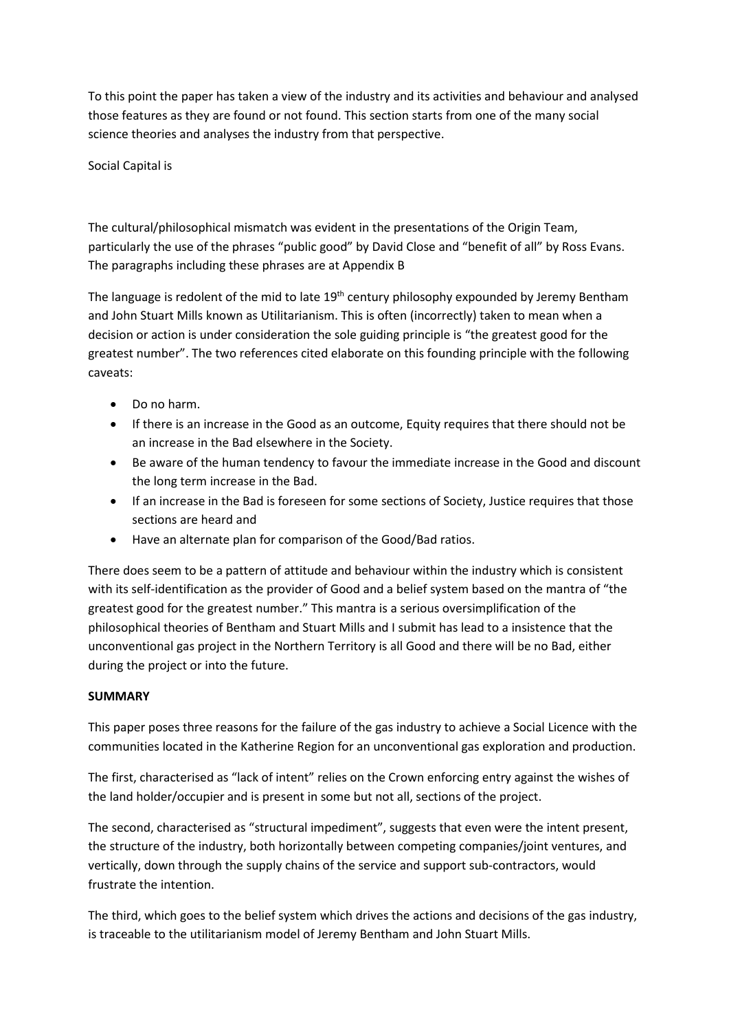To this point the paper has taken a view of the industry and its activities and behaviour and analysed those features as they are found or not found. This section starts from one of the many social science theories and analyses the industry from that perspective.

Social Capital is

The cultural/philosophical mismatch was evident in the presentations of the Origin Team, particularly the use of the phrases "public good" by David Close and "benefit of all" by Ross Evans. The paragraphs including these phrases are at Appendix B

The language is redolent of the mid to late 19th century philosophy expounded by Jeremy Bentham and John Stuart Mills known as Utilitarianism. This is often (incorrectly) taken to mean when a decision or action is under consideration the sole guiding principle is "the greatest good for the greatest number". The two references cited elaborate on this founding principle with the following caveats:

- Do no harm.
- If there is an increase in the Good as an outcome, Equity requires that there should not be an increase in the Bad elsewhere in the Society.
- Be aware of the human tendency to favour the immediate increase in the Good and discount the long term increase in the Bad.
- If an increase in the Bad is foreseen for some sections of Society, Justice requires that those sections are heard and
- Have an alternate plan for comparison of the Good/Bad ratios.

There does seem to be a pattern of attitude and behaviour within the industry which is consistent with its self-identification as the provider of Good and a belief system based on the mantra of "the greatest good for the greatest number." This mantra is a serious oversimplification of the philosophical theories of Bentham and Stuart Mills and I submit has lead to a insistence that the unconventional gas project in the Northern Territory is all Good and there will be no Bad, either during the project or into the future.

**SUMMARY**

This paper poses three reasons for the failure of the gas industry to achieve a Social Licence with the communities located in the Katherine Region for an unconventional gas exploration and production.

The first, characterised as "lack of intent" relies on the Crown enforcing entry against the wishes of the land holder/occupier and is present in some but not all, sections of the project.

The second, characterised as "structural impediment", suggests that even were the intent present, the structure of the industry, both horizontally between competing companies/joint ventures, and vertically, down through the supply chains of the service and support sub-contractors, would frustrate the intention.

The third, which goes to the belief system which drives the actions and decisions of the gas industry, is traceable to the utilitarianism model of Jeremy Bentham and John Stuart Mills.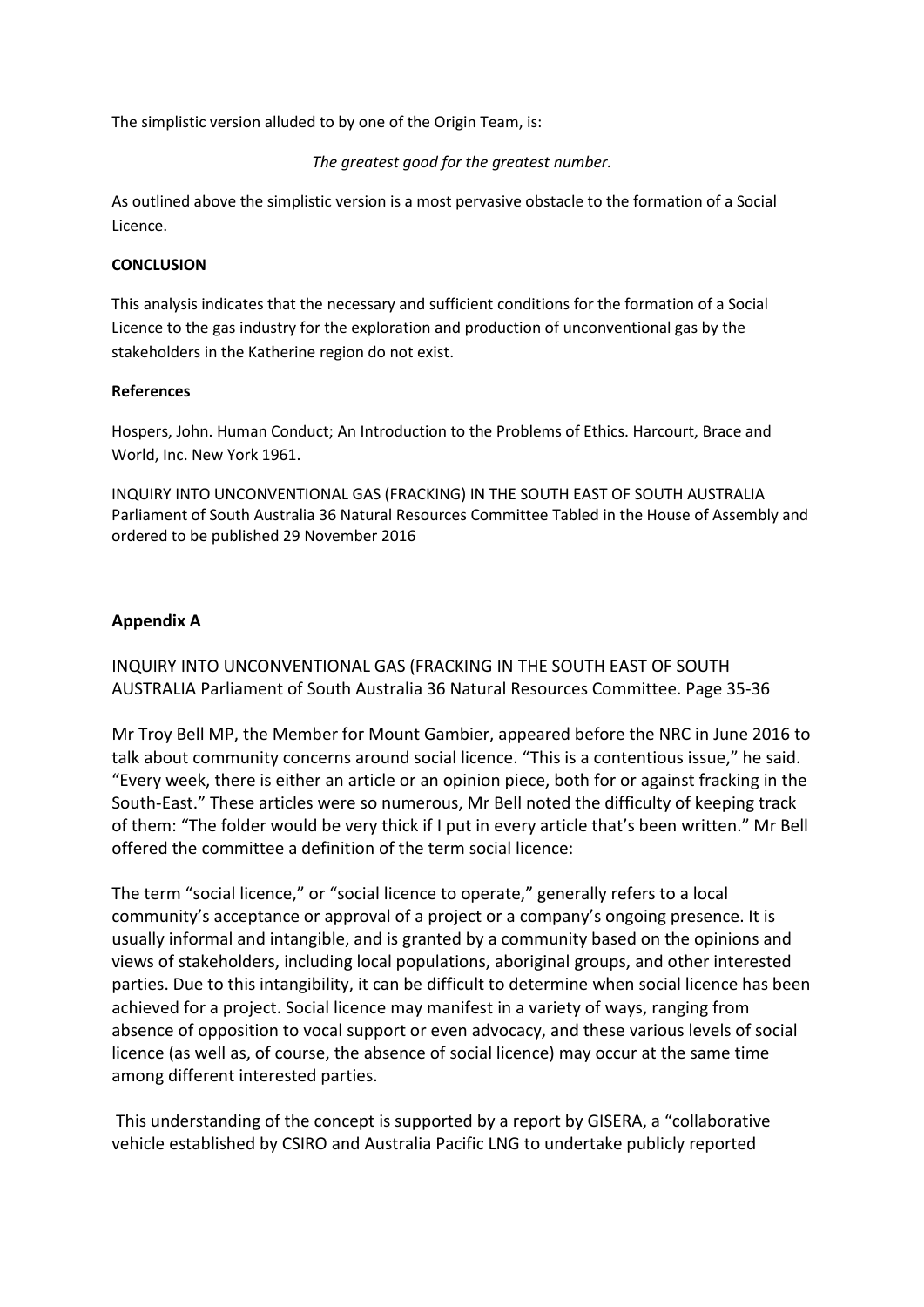The simplistic version alluded to by one of the Origin Team, is:

*The greatest good for the greatest number.*

As outlined above the simplistic version is a most pervasive obstacle to the formation of a Social Licence.

**CONCLUSION**

This analysis indicates that the necessary and sufficient conditions for the formation of a Social Licence to the gas industry for the exploration and production of unconventional gas by the stakeholders in the Katherine region do not exist.

**References**

Hospers, John. Human Conduct; An Introduction to the Problems of Ethics. Harcourt, Brace and World, Inc. New York 1961.

INQUIRY INTO UNCONVENTIONAL GAS (FRACKING) IN THE SOUTH EAST OF SOUTH AUSTRALIA Parliament of South Australia 36 Natural Resources Committee Tabled in the House of Assembly and ordered to be published 29 November 2016

## Appendix A

INQUIRY INTO UNCONVENTIONAL GAS (FRACKING IN THE SOUTH EAST OF SOUTH AUSTRALIA Parliament of South Australia 36 Natural Resources Committee. Page 35-36

Mr Troy Bell MP, the Member for Mount Gambier, appeared before the NRC in June 2016 to talk about community concerns around social licence. "This is a contentious issue," he said. "Every week, there is either an article or an opinion piece, both for or against fracking in the South-East." These articles were so numerous, Mr Bell noted the difficulty of keeping track of them: "The folder would be very thick if I put in every article that's been written." Mr Bell offered the committee a definition of the term social licence:

The term "social licence," or "social licence to operate," generally refers to a local community's acceptance or approval of a project or a company's ongoing presence. It is usually informal and intangible, and is granted by a community based on the opinions and views of stakeholders, including local populations, aboriginal groups, and other interested parties. Due to this intangibility, it can be difficult to determine when social licence has been achieved for a project. Social licence may manifest in a variety of ways, ranging from absence of opposition to vocal support or even advocacy, and these various levels of social licence (as well as, of course, the absence of social licence) may occur at the same time among different interested parties.

This understanding of the concept is supported by a report by GISERA, a "collaborative vehicle established by CSIRO and Australia Pacific LNG to undertake publicly reported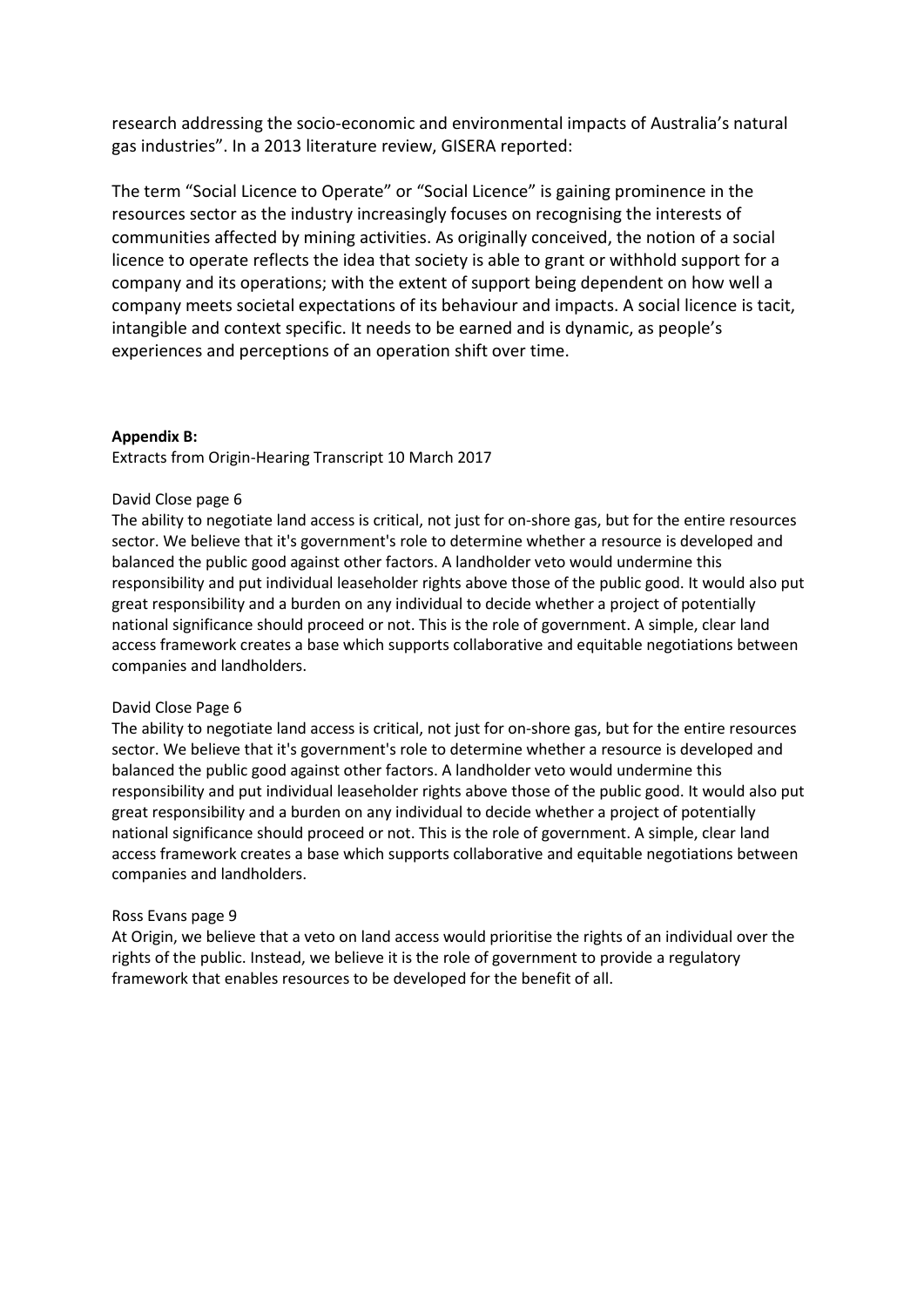research addressing the socio-economic and environmental impacts of Australia's natural gas industries". In a 2013 literature review, GISERA reported:

The term "Social Licence to Operate" or "Social Licence" is gaining prominence in the resources sector as the industry increasingly focuses on recognising the interests of communities affected by mining activities. As originally conceived, the notion of a social licence to operate reflects the idea that society is able to grant or withhold support for a company and its operations; with the extent of support being dependent on how well a company meets societal expectations of its behaviour and impacts. A social licence is tacit, intangible and context specific. It needs to be earned and is dynamic, as people's experiences and perceptions of an operation shift over time.

**Appendix B:**

Extracts from Origin-Hearing Transcript 10 March 2017

David Close page 6

The ability to negotiate land access is critical, not just for on-shore gas, but for the entire resources sector. We believe that it's government's role to determine whether a resource is developed and balanced the public good against other factors. A landholder veto would undermine this responsibility and put individual leaseholder rights above those of the public good. It would also put great responsibility and a burden on any individual to decide whether a project of potentially national significance should proceed or not. This is the role of government. A simple, clear land access framework creates a base which supports collaborative and equitable negotiations between companies and landholders.

David Close Page 6

The ability to negotiate land access is critical, not just for on-shore gas, but for the entire resources sector. We believe that it's government's role to determine whether a resource is developed and balanced the public good against other factors. A landholder veto would undermine this responsibility and put individual leaseholder rights above those of the public good. It would also put great responsibility and a burden on any individual to decide whether a project of potentially national significance should proceed or not. This is the role of government. A simple, clear land access framework creates a base which supports collaborative and equitable negotiations between companies and landholders.

Ross Evans page 9

At Origin, we believe that a veto on land access would prioritise the rights of an individual over the rights of the public. Instead, we believe it is the role of government to provide a regulatory framework that enables resources to be developed for the benefit of all.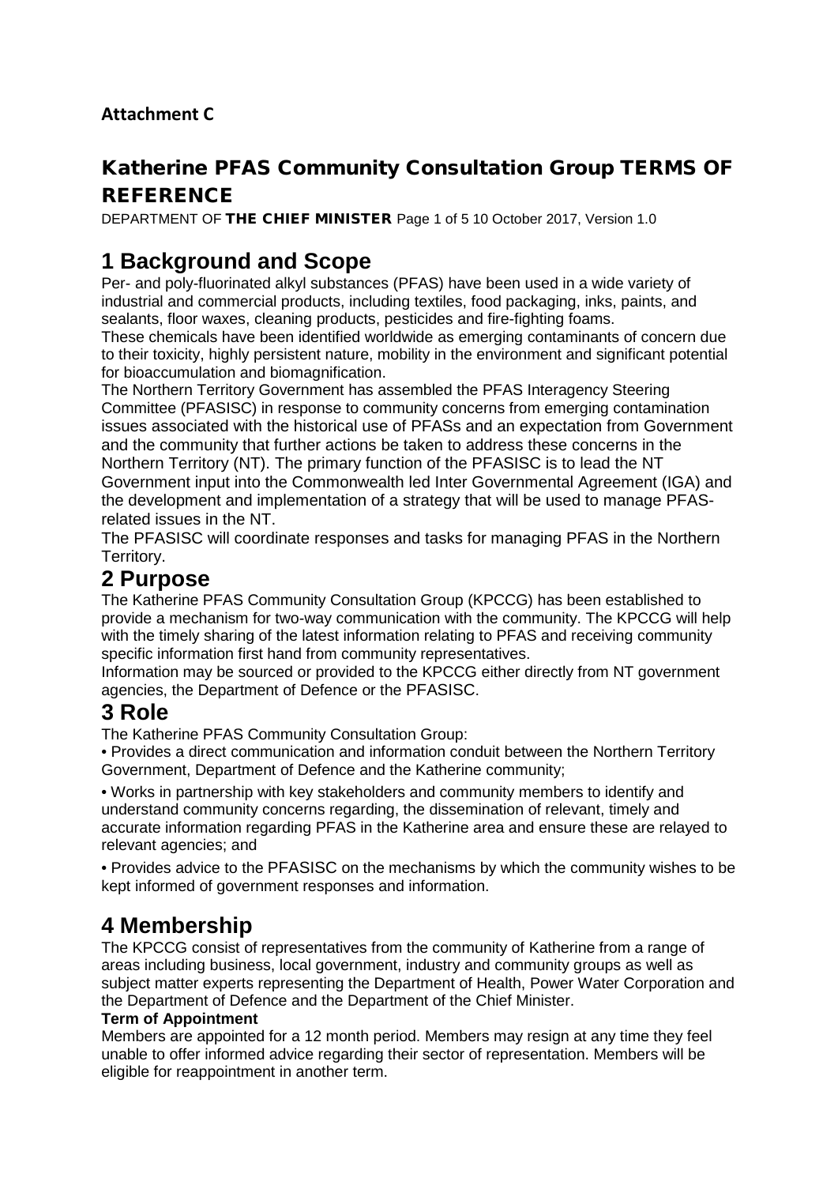**Attachment C**

# Katherine PFAS Community Consultation Group TERMS OF REFERENCE

DEPARTMENT OF **THE CHIEF MINISTER** Page 1 of 5 10 October 2017, Version 1.0

## 1 Background and Scope

Per- and poly-fluorinated alkyl substances (PFAS) have been used in a wide variety of industrial and commercial products, including textiles, food packaging, inks, paints, and sealants, floor waxes, cleaning products, pesticides and fire-fighting foams.

These chemicals have been identified worldwide as emerging contaminants of concern due to their toxicity, highly persistent nature, mobility in the environment and significant potential for bioaccumulation and biomagnification.

The Northern Territory Government has assembled the PFAS Interagency Steering Committee (PFASISC) in response to community concerns from emerging contamination issues associated with the historical use of PFASs and an expectation from Government and the community that further actions be taken to address these concerns in the Northern Territory (NT). The primary function of the PFASISC is to lead the NT Government input into the Commonwealth led Inter Governmental Agreement (IGA) and the development and implementation of a strategy that will be used to manage PFAS-related issues in the NT.

The PFASISC will coordinate responses and tasks for managing PFAS in the Northern Territory.

## 2 Purpose

The Katherine PFAS Community Consultation Group (KPCCG) has been established to provide a mechanism for two-way communication with the community. The KPCCG will help with the timely sharing of the latest information relating to PFAS and receiving community specific information first hand from community representatives.

Information may be sourced or provided to the KPCCG either directly from NT government agencies, the Department of Defence or the PFASISC.

## 3 Role

The Katherine PFAS Community Consultation Group:

• Provides a direct communication and information conduit between the Northern Territory Government, Department of Defence and the Katherine community;

• Works in partnership with key stakeholders and community members to identify and understand community concerns regarding, the dissemination of relevant, timely and accurate information regarding PFAS in the Katherine area and ensure these are relayed to relevant agencies; and

• Provides advice to the PFASISC on the mechanisms by which the community wishes to be kept informed of government responses and information.

## 4 Membership

The KPCCG consist of representatives from the community of Katherine from a range of areas including business, local government, industry and community groups as well as subject matter experts representing the Department of Health, Power Water Corporation and the Department of Defence and the Department of the Chief Minister.

**Term of Appointment**

Members are appointed for a 12 month period. Members may resign at any time they feel unable to offer informed advice regarding their sector of representation. Members will be eligible for reappointment in another term.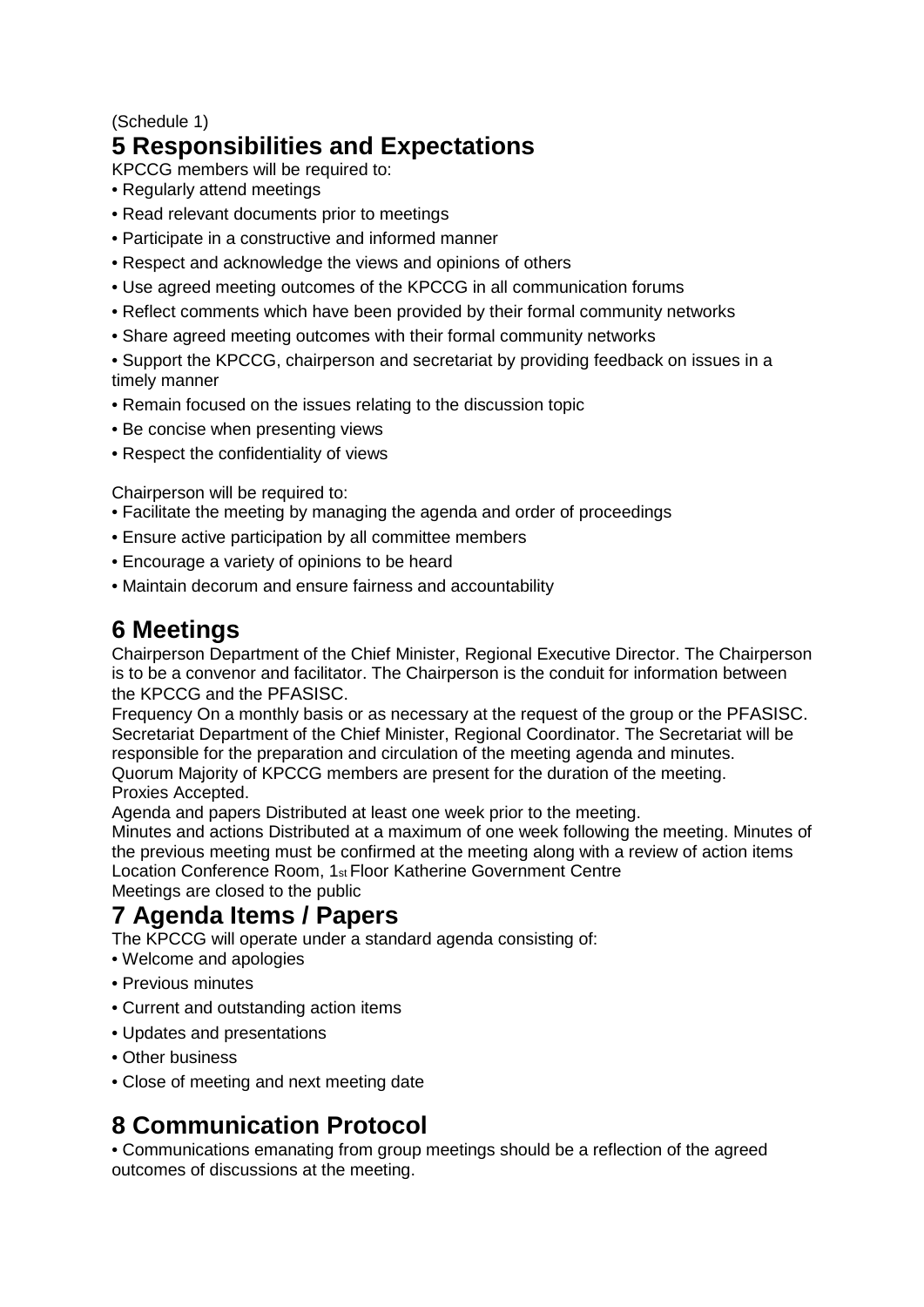(Schedule 1)

## 5 Responsibilities and Expectations

KPCCG members will be required to:

- Regularly attend meetings
- Read relevant documents prior to meetings
- Participate in a constructive and informed manner
- Respect and acknowledge the views and opinions of others
- Use agreed meeting outcomes of the KPCCG in all communication forums
- Reflect comments which have been provided by their formal community networks
- Share agreed meeting outcomes with their formal community networks
- Support the KPCCG, chairperson and secretariat by providing feedback on issues in a timely manner
- Remain focused on the issues relating to the discussion topic
- Be concise when presenting views
- Respect the confidentiality of views

Chairperson will be required to:

- Facilitate the meeting by managing the agenda and order of proceedings
- Ensure active participation by all committee members
- Encourage a variety of opinions to be heard
- Maintain decorum and ensure fairness and accountability

## 6 Meetings

Chairperson Department of the Chief Minister, Regional Executive Director. The Chairperson is to be a convenor and facilitator. The Chairperson is the conduit for information between the KPCCG and the PFASISC.

Frequency On a monthly basis or as necessary at the request of the group or the PFASISC.

Secretariat Department of the Chief Minister, Regional Coordinator. The Secretariat will be responsible for the preparation and circulation of the meeting agenda and minutes.

Quorum Majority of KPCCG members are present for the duration of the meeting.

Proxies Accepted.

Agenda and papers Distributed at least one week prior to the meeting.

Minutes and actions Distributed at a maximum of one week following the meeting. Minutes of the previous meeting must be confirmed at the meeting along with a review of action items

Location Conference Room, 1st Floor Katherine Government Centre

Meetings are closed to the public

## 7 Agenda Items / Papers

The KPCCG will operate under a standard agenda consisting of:

- Welcome and apologies
- Previous minutes
- Current and outstanding action items
- Updates and presentations
- Other business
- Close of meeting and next meeting date

## 8 Communication Protocol

- Communications emanating from group meetings should be a reflection of the agreed outcomes of discussions at the meeting.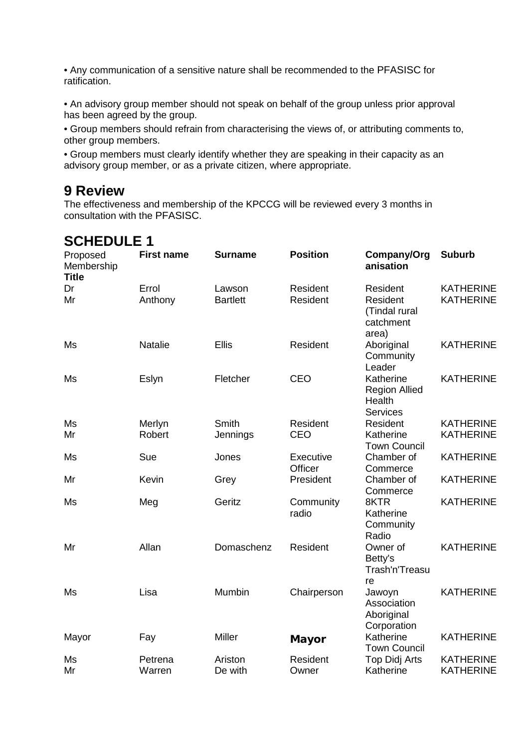• Any communication of a sensitive nature shall be recommended to the PFASISC for ratification.

• An advisory group member should not speak on behalf of the group unless prior approval has been agreed by the group.

• Group members should refrain from characterising the views of, or attributing comments to, other group members.

• Group members must clearly identify whether they are speaking in their capacity as an advisory group member, or as a private citizen, where appropriate.

## 9 Review

The effectiveness and membership of the KPCCG will be reviewed every 3 months in consultation with the PFASISC.

## SCHEDULE 1

| Proposed Membership **Title** | **First name** | **Surname** | **Position** | **Company/Organisation** | **Suburb** |
|---|---|---|---|---|---|
| Dr | Errol | Lawson | Resident | Resident | KATHERINE |
| Mr | Anthony | Bartlett | Resident | Resident (Tindal rural catchment area) | KATHERINE |
| Ms | Natalie | Ellis | Resident | Aboriginal Community Leader | KATHERINE |
| Ms | Eslyn | Fletcher | CEO | Katherine Region Allied Health Services | KATHERINE |
| Ms | Merlyn | Smith | Resident | Resident | KATHERINE |
| Mr | Robert | Jennings | CEO | Katherine Town Council | KATHERINE |
| Ms | Sue | Jones | Executive Officer | Chamber of Commerce | KATHERINE |
| Mr | Kevin | Grey | President | Chamber of Commerce | KATHERINE |
| Ms | Meg | Geritz | Community radio | 8KTR Katherine Community Radio | KATHERINE |
| Mr | Allan | Domaschenz | Resident | Owner of Betty's Trash'n'Treasure | KATHERINE |
| Ms | Lisa | Mumbin | Chairperson | Jawoyn Association Aboriginal Corporation | KATHERINE |
| Mayor | Fay | Miller | **Mayor** | Katherine Town Council | KATHERINE |
| Ms | Petrena | Ariston | Resident | Top Didj Arts | KATHERINE |
| Mr | Warren | De with | Owner | Katherine | KATHERINE |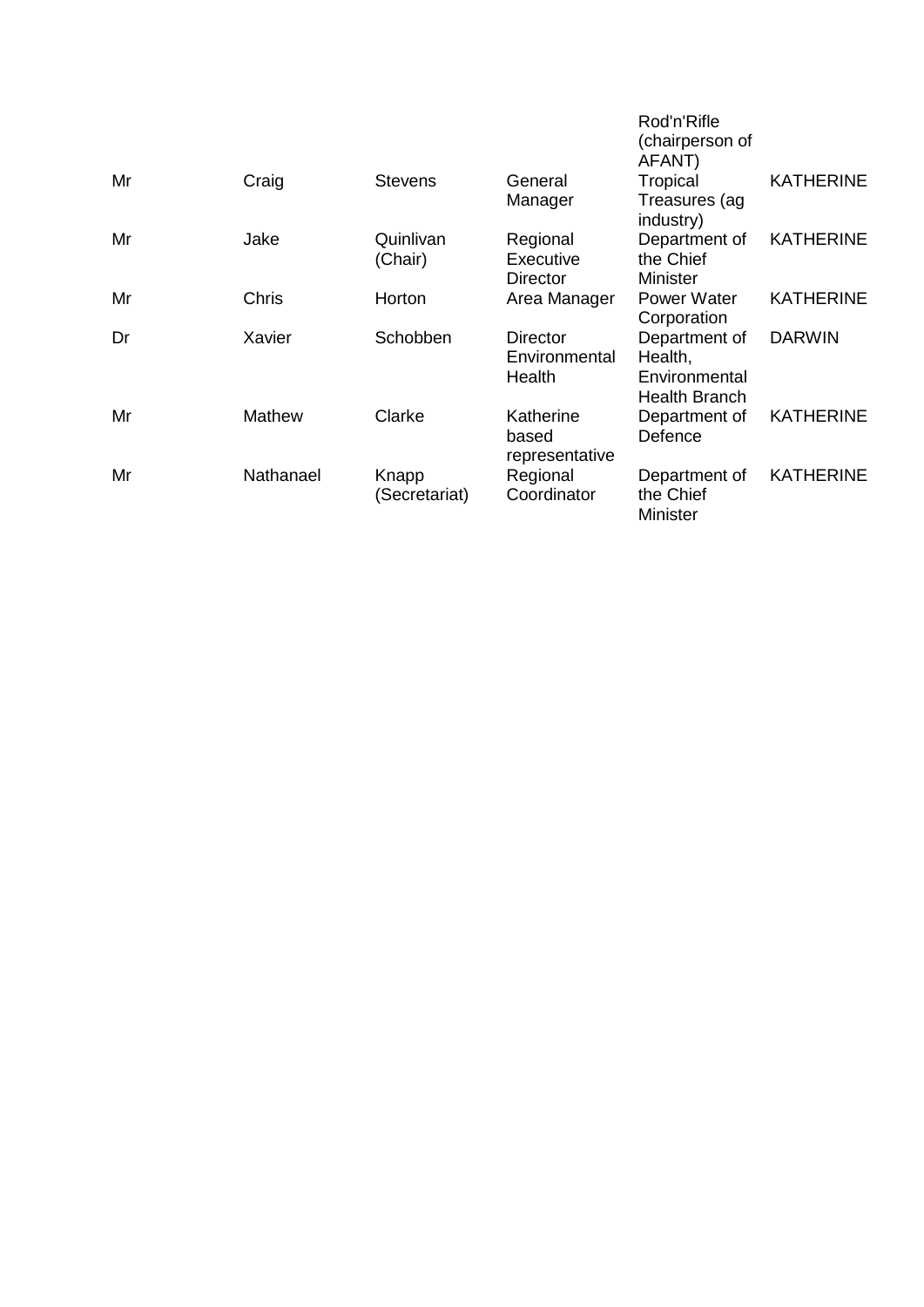| | | | | | |
|---|---|---|---|---|---|
| | | | | Rod'n'Rifle (chairperson of AFANT) | |
| Mr | Craig | Stevens | General Manager | Tropical Treasures (ag industry) | KATHERINE |
| Mr | Jake | Quinlivan (Chair) | Regional Executive Director | Department of the Chief Minister | KATHERINE |
| Mr | Chris | Horton | Area Manager | Power Water Corporation | KATHERINE |
| Dr | Xavier | Schobben | Director Environmental Health | Department of Health, Environmental Health Branch | DARWIN |
| Mr | Mathew | Clarke | Katherine based representative | Department of Defence | KATHERINE |
| Mr | Nathanael | Knapp (Secretariat) | Regional Coordinator | Department of the Chief Minister | KATHERINE |